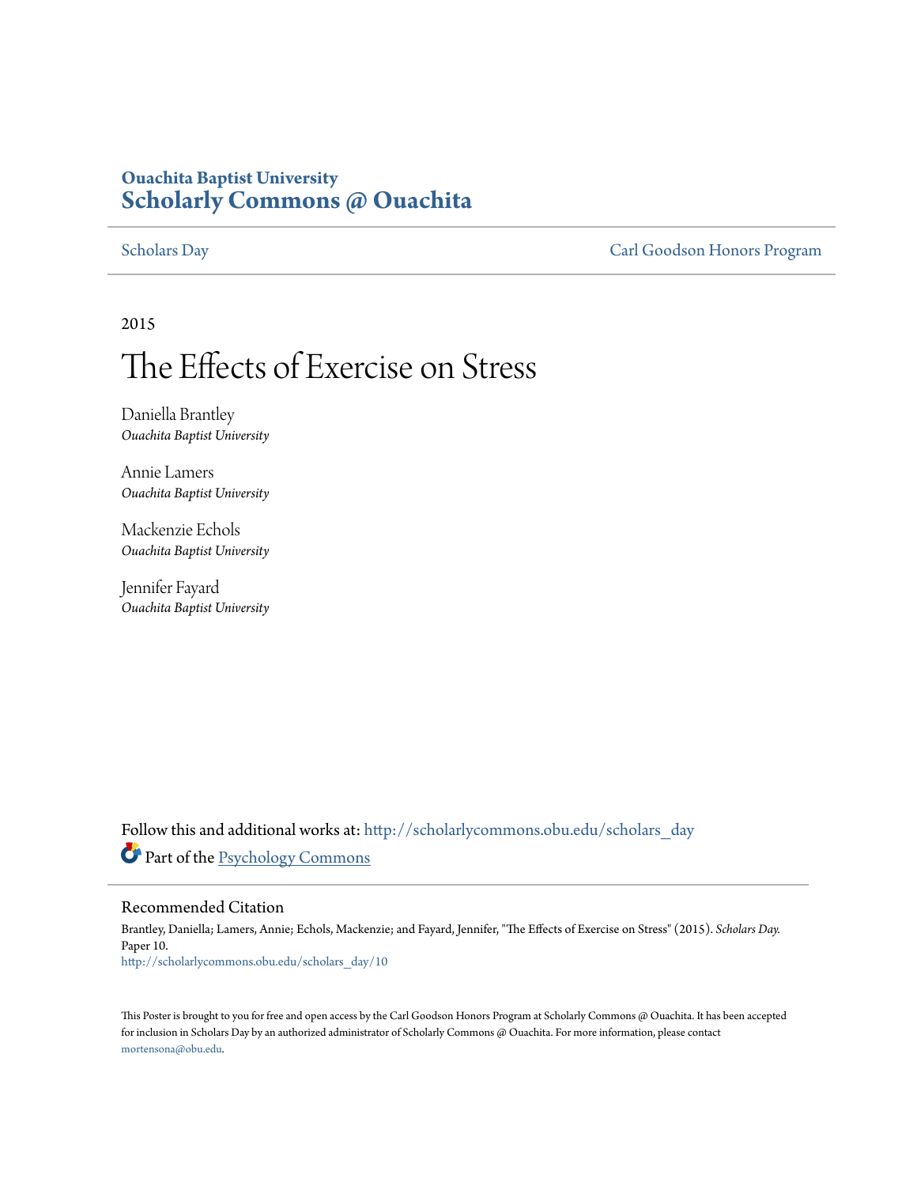**Ouachita Baptist University**

# Scholarly Commons @ Ouachita

Scholars Day | Carl Goodson Honors Program

2015

# The Effects of Exercise on Stress

Daniella Brantley
*Ouachita Baptist University*

Annie Lamers
*Ouachita Baptist University*

Mackenzie Echols
*Ouachita Baptist University*

Jennifer Fayard
*Ouachita Baptist University*

Follow this and additional works at: http://scholarlycommons.obu.edu/scholars_day

Part of the Psychology Commons

## Recommended Citation

Brantley, Daniella; Lamers, Annie; Echols, Mackenzie; and Fayard, Jennifer, "The Effects of Exercise on Stress" (2015). *Scholars Day.* Paper 10.
http://scholarlycommons.obu.edu/scholars_day/10

This Poster is brought to you for free and open access by the Carl Goodson Honors Program at Scholarly Commons @ Ouachita. It has been accepted for inclusion in Scholars Day by an authorized administrator of Scholarly Commons @ Ouachita. For more information, please contact mortensona@obu.edu.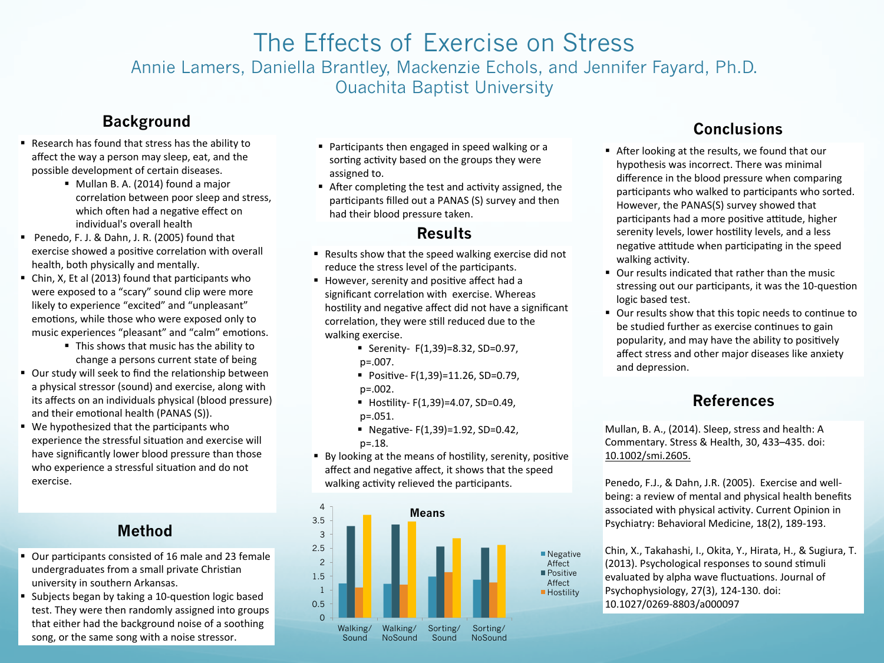# The Effects of Exercise on Stress

Annie Lamers, Daniella Brantley, Mackenzie Echols, and Jennifer Fayard, Ph.D.

Ouachita Baptist University

## Background

- Research has found that stress has the ability to affect the way a person may sleep, eat, and the possible development of certain diseases.
  - Mullan B. A. (2014) found a major correlation between poor sleep and stress, which often had a negative effect on individual's overall health
- Penedo, F. J. & Dahn, J. R. (2005) found that exercise showed a positive correlation with overall health, both physically and mentally.
- Chin, X, Et al (2013) found that participants who were exposed to a "scary" sound clip were more likely to experience "excited" and "unpleasant" emotions, while those who were exposed only to music experiences "pleasant" and "calm" emotions.
  - This shows that music has the ability to change a persons current state of being
- Our study will seek to find the relationship between a physical stressor (sound) and exercise, along with its affects on an individuals physical (blood pressure) and their emotional health (PANAS (S)).
- We hypothesized that the participants who experience the stressful situation and exercise will have significantly lower blood pressure than those who experience a stressful situation and do not exercise.

## Method

- Our participants consisted of 16 male and 23 female undergraduates from a small private Christian university in southern Arkansas.
- Subjects began by taking a 10-question logic based test. They were then randomly assigned into groups that either had the background noise of a soothing song, or the same song with a noise stressor.
- Participants then engaged in speed walking or a sorting activity based on the groups they were assigned to.
- After completing the test and activity assigned, the participants filled out a PANAS (S) survey and then had their blood pressure taken.

## Results

- Results show that the speed walking exercise did not reduce the stress level of the participants.
- However, serenity and positive affect had a significant correlation with exercise. Whereas hostility and negative affect did not have a significant correlation, they were still reduced due to the walking exercise.
  - Serenity- $F(1,39)=8.32$, $SD=0.97$, $p=.007$.
  - Positive- $F(1,39)=11.26$, $SD=0.79$, $p=.002$.
  - Hostility- $F(1,39)=4.07$, $SD=0.49$, $p=.051$.
  - Negative- $F(1,39)=1.92$, $SD=0.42$, $p=.18$.
- By looking at the means of hostility, serenity, positive affect and negative affect, it shows that the speed walking activity relieved the participants.

Means

4
3.5
3
2.5
2
1.5
1
0.5
0

Walking/ Sound
Walking/ NoSound
Sorting/ Sound
Sorting/ NoSound

Negative Affect
Positive Affect
Hostility

## Conclusions

- After looking at the results, we found that our hypothesis was incorrect. There was minimal difference in the blood pressure when comparing participants who walked to participants who sorted. However, the PANAS(S) survey showed that participants had a more positive attitude, higher serenity levels, lower hostility levels, and a less negative attitude when participating in the speed walking activity.
- Our results indicated that rather than the music stressing out our participants, it was the 10-question logic based test.
- Our results show that this topic needs to continue to be studied further as exercise continues to gain popularity, and may have the ability to positively affect stress and other major diseases like anxiety and depression.

## References

Mullan, B. A., (2014). Sleep, stress and health: A Commentary. Stress & Health, 30, 433–435. doi: 10.1002/smi.2605.

Penedo, F.J., & Dahn, J.R. (2005). Exercise and well-being: a review of mental and physical health benefits associated with physical activity. Current Opinion in Psychiatry: Behavioral Medicine, 18(2), 189-193.

Chin, X., Takahashi, I., Okita, Y., Hirata, H., & Sugiura, T. (2013). Psychological responses to sound stimuli evaluated by alpha wave fluctuations. Journal of Psychophysiology, 27(3), 124-130. doi: 10.1027/0269-8803/a000097